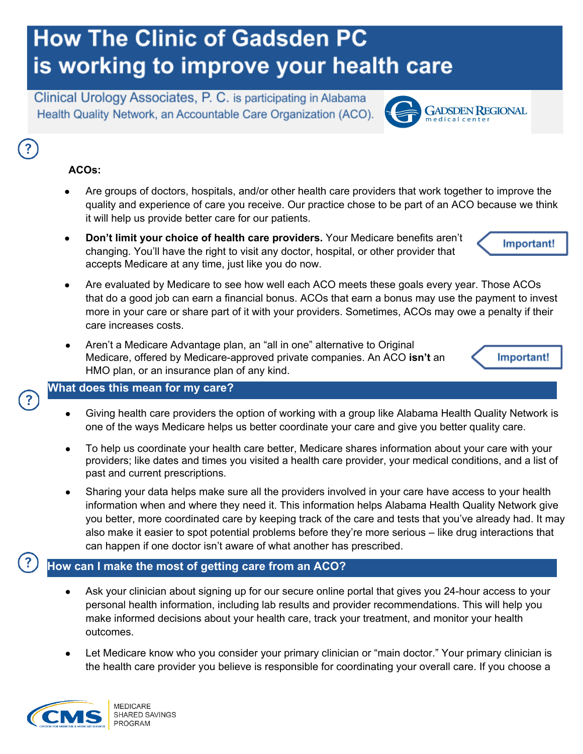# How The Clinic of Gadsden PC is working to improve your health care

Clinical Urology Associates, P. C. is participating in Alabama Health Quality Network, an Accountable Care Organization (ACO).

GADSDEN REGIONAL medical center

**ACOs:**

- Are groups of doctors, hospitals, and/or other health care providers that work together to improve the quality and experience of care you receive. Our practice chose to be part of an ACO because we think it will help us provide better care for our patients.
- **Don't limit your choice of health care providers.** Your Medicare benefits aren't changing. You'll have the right to visit any doctor, hospital, or other provider that accepts Medicare at any time, just like you do now. **Important!**
- Are evaluated by Medicare to see how well each ACO meets these goals every year. Those ACOs that do a good job can earn a financial bonus. ACOs that earn a bonus may use the payment to invest more in your care or share part of it with your providers. Sometimes, ACOs may owe a penalty if their care increases costs.
- Aren't a Medicare Advantage plan, an "all in one" alternative to Original Medicare, offered by Medicare-approved private companies. An ACO **isn't** an HMO plan, or an insurance plan of any kind. **Important!**

## What does this mean for my care?

- Giving health care providers the option of working with a group like Alabama Health Quality Network is one of the ways Medicare helps us better coordinate your care and give you better quality care.
- To help us coordinate your health care better, Medicare shares information about your care with your providers; like dates and times you visited a health care provider, your medical conditions, and a list of past and current prescriptions.
- Sharing your data helps make sure all the providers involved in your care have access to your health information when and where they need it. This information helps Alabama Health Quality Network give you better, more coordinated care by keeping track of the care and tests that you've already had. It may also make it easier to spot potential problems before they're more serious – like drug interactions that can happen if one doctor isn't aware of what another has prescribed.

## How can I make the most of getting care from an ACO?

- Ask your clinician about signing up for our secure online portal that gives you 24-hour access to your personal health information, including lab results and provider recommendations. This will help you make informed decisions about your health care, track your treatment, and monitor your health outcomes.
- Let Medicare know who you consider your primary clinician or "main doctor." Your primary clinician is the health care provider you believe is responsible for coordinating your overall care. If you choose a

CMS MEDICARE SHARED SAVINGS PROGRAM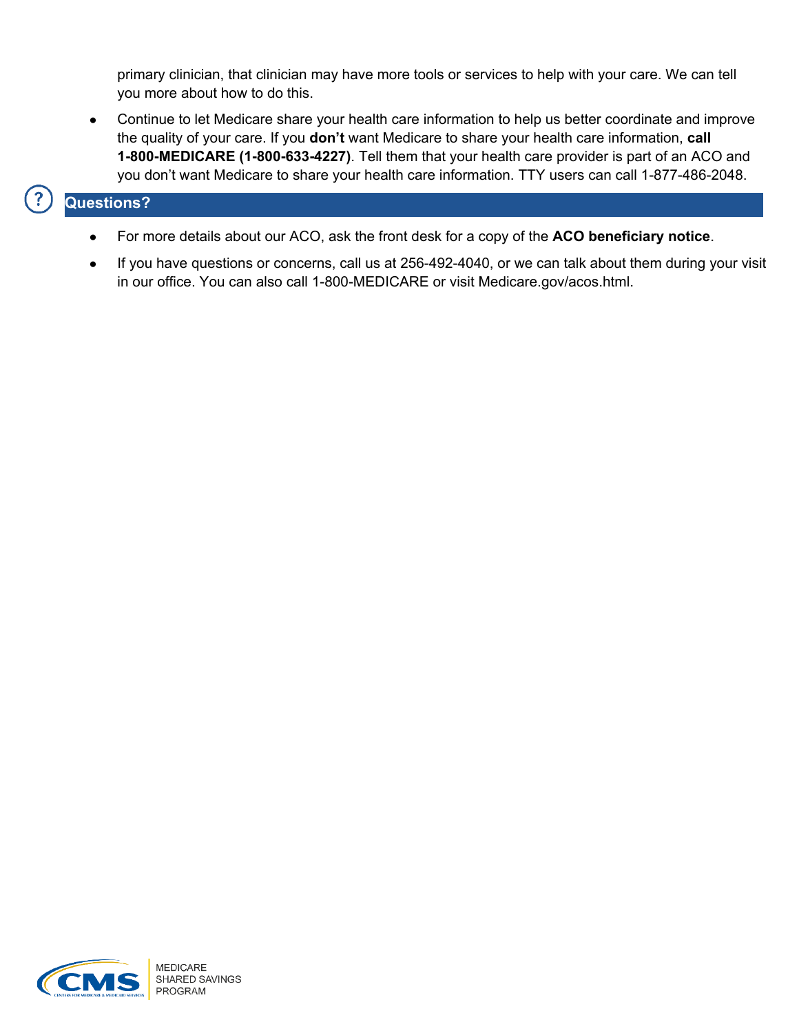primary clinician, that clinician may have more tools or services to help with your care. We can tell you more about how to do this.

- Continue to let Medicare share your health care information to help us better coordinate and improve the quality of your care. If you **don't** want Medicare to share your health care information, **call 1-800-MEDICARE (1-800-633-4227)**. Tell them that your health care provider is part of an ACO and you don't want Medicare to share your health care information. TTY users can call 1-877-486-2048.

## Questions?

- For more details about our ACO, ask the front desk for a copy of the **ACO beneficiary notice**.
- If you have questions or concerns, call us at 256-492-4040, or we can talk about them during your visit in our office. You can also call 1-800-MEDICARE or visit Medicare.gov/acos.html.

CMS CENTERS FOR MEDICARE & MEDICAID SERVICES | MEDICARE SHARED SAVINGS PROGRAM